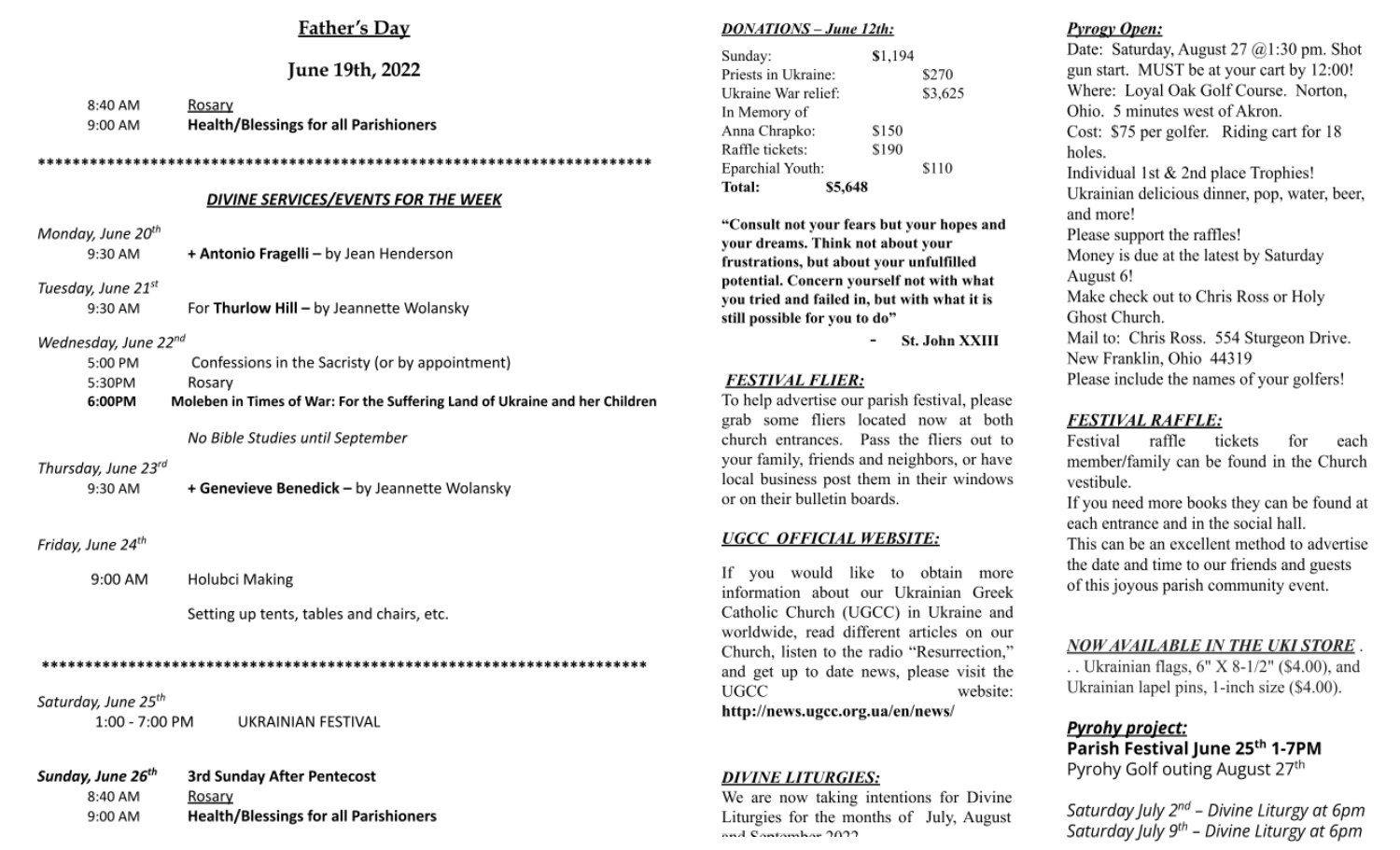# Father's Day

## June 19th, 2022

8:40 AM Rosary
9:00 AM **Health/Blessings for all Parishioners**

*************************************************************************

## *DIVINE SERVICES/EVENTS FOR THE WEEK*

*Monday, June 20th*
9:30 AM **+ Antonio Fragelli –** by Jean Henderson

*Tuesday, June 21st*
9:30 AM For **Thurlow Hill –** by Jeannette Wolansky

*Wednesday, June 22nd*
5:00 PM Confessions in the Sacristy (or by appointment)
5:30PM Rosary
**6:00PM Moleben in Times of War: For the Suffering Land of Ukraine and her Children**

*No Bible Studies until September*

*Thursday, June 23rd*
9:30 AM **+ Genevieve Benedick –** by Jeannette Wolansky

*Friday, June 24th*

9:00 AM Holubci Making

Setting up tents, tables and chairs, etc.

*************************************************************************

*Saturday, June 25th*
1:00 - 7:00 PM UKRAINIAN FESTIVAL

***Sunday, June 26th*** **3rd Sunday After Pentecost**
8:40 AM Rosary
9:00 AM **Health/Blessings for all Parishioners**

### *DONATIONS – June 12th:*

| | |
|---|---|
| Sunday: | $1,194 |
| Priests in Ukraine: | $270 |
| Ukraine War relief: | $3,625 |
| In Memory of Anna Chrapko: | $150 |
| Raffle tickets: | $190 |
| Eparchial Youth: | $110 |
| **Total:** | **$5,648** |

**"Consult not your fears but your hopes and your dreams. Think not about your frustrations, but about your unfulfilled potential. Concern yourself not with what you tried and failed in, but with what it is still possible for you to do"**

**- St. John XXIII**

### *FESTIVAL FLIER:*

To help advertise our parish festival, please grab some fliers located now at both church entrances. Pass the fliers out to your family, friends and neighbors, or have local business post them in their windows or on their bulletin boards.

### *UGCC OFFICIAL WEBSITE:*

If you would like to obtain more information about our Ukrainian Greek Catholic Church (UGCC) in Ukraine and worldwide, read different articles on our Church, listen to the radio "Resurrection," and get up to date news, please visit the UGCC website: **http://news.ugcc.org.ua/en/news/**

### *DIVINE LITURGIES:*

We are now taking intentions for Divine Liturgies for the months of July, August and September 2022.

### *Pyrogy Open:*

Date: Saturday, August 27 @1:30 pm. Shot gun start. MUST be at your cart by 12:00!
Where: Loyal Oak Golf Course. Norton, Ohio. 5 minutes west of Akron.
Cost: $75 per golfer. Riding cart for 18 holes.
Individual 1st & 2nd place Trophies!
Ukrainian delicious dinner, pop, water, beer, and more!
Please support the raffles!
Money is due at the latest by Saturday August 6!
Make check out to Chris Ross or Holy Ghost Church.
Mail to: Chris Ross. 554 Sturgeon Drive. New Franklin, Ohio 44319
Please include the names of your golfers!

### *FESTIVAL RAFFLE:*

Festival raffle tickets for each member/family can be found in the Church vestibule.
If you need more books they can be found at each entrance and in the social hall.
This can be an excellent method to advertise the date and time to our friends and guests of this joyous parish community event.

### *NOW AVAILABLE IN THE UKI STORE*

. . . Ukrainian flags, 6" X 8-1/2" ($4.00), and Ukrainian lapel pins, 1-inch size ($4.00).

### *Pyrohy project:*

**Parish Festival June 25th 1-7PM**
Pyrohy Golf outing August 27th

*Saturday July 2nd – Divine Liturgy at 6pm*
*Saturday July 9th – Divine Liturgy at 6pm*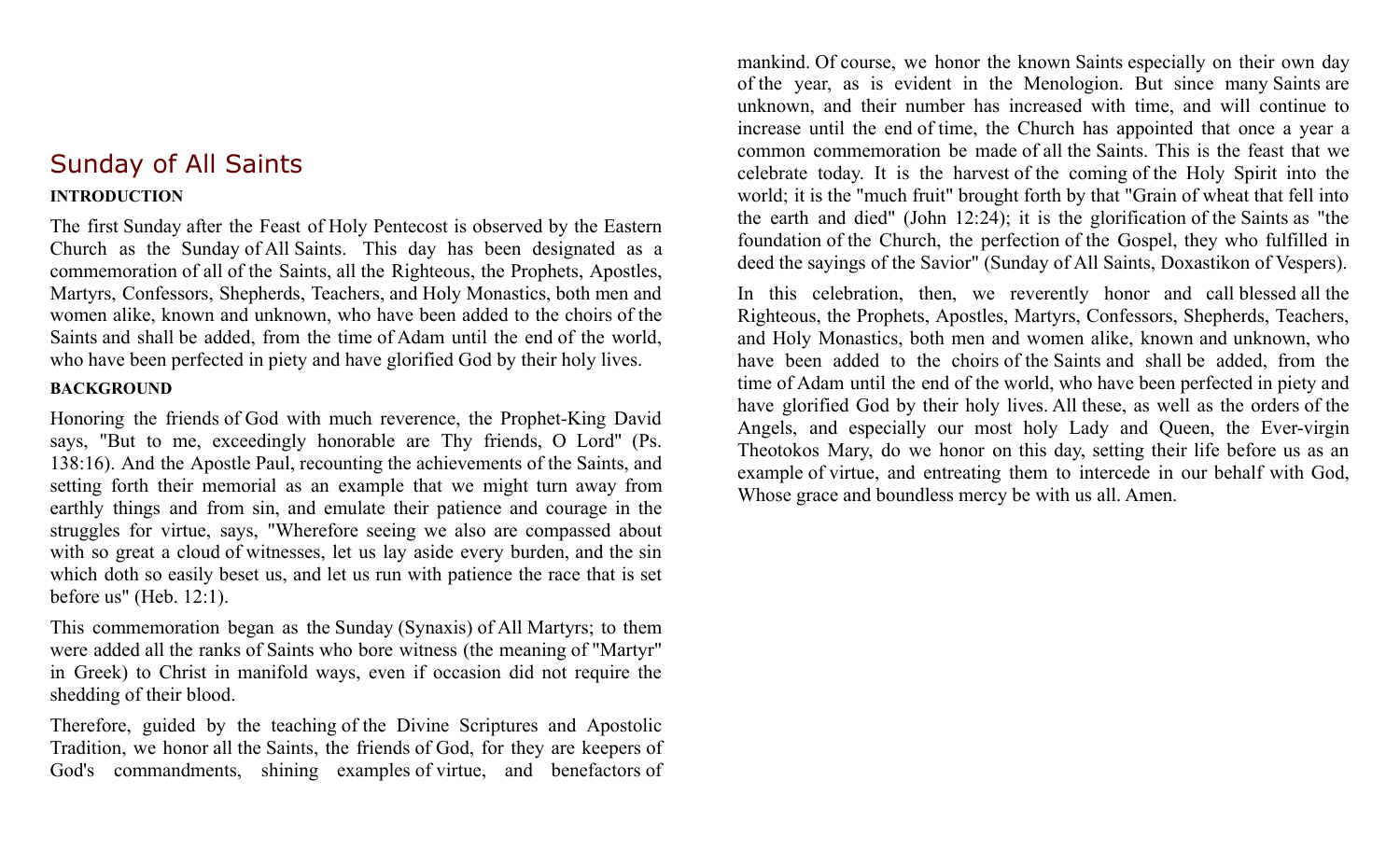## Sunday of All Saints

**INTRODUCTION**

The first Sunday after the Feast of Holy Pentecost is observed by the Eastern Church as the Sunday of All Saints. This day has been designated as a commemoration of all of the Saints, all the Righteous, the Prophets, Apostles, Martyrs, Confessors, Shepherds, Teachers, and Holy Monastics, both men and women alike, known and unknown, who have been added to the choirs of the Saints and shall be added, from the time of Adam until the end of the world, who have been perfected in piety and have glorified God by their holy lives.

**BACKGROUND**

Honoring the friends of God with much reverence, the Prophet-King David says, "But to me, exceedingly honorable are Thy friends, O Lord" (Ps. 138:16). And the Apostle Paul, recounting the achievements of the Saints, and setting forth their memorial as an example that we might turn away from earthly things and from sin, and emulate their patience and courage in the struggles for virtue, says, "Wherefore seeing we also are compassed about with so great a cloud of witnesses, let us lay aside every burden, and the sin which doth so easily beset us, and let us run with patience the race that is set before us" (Heb. 12:1).

This commemoration began as the Sunday (Synaxis) of All Martyrs; to them were added all the ranks of Saints who bore witness (the meaning of "Martyr" in Greek) to Christ in manifold ways, even if occasion did not require the shedding of their blood.

Therefore, guided by the teaching of the Divine Scriptures and Apostolic Tradition, we honor all the Saints, the friends of God, for they are keepers of God's commandments, shining examples of virtue, and benefactors of mankind. Of course, we honor the known Saints especially on their own day of the year, as is evident in the Menologion. But since many Saints are unknown, and their number has increased with time, and will continue to increase until the end of time, the Church has appointed that once a year a common commemoration be made of all the Saints. This is the feast that we celebrate today. It is the harvest of the coming of the Holy Spirit into the world; it is the "much fruit" brought forth by that "Grain of wheat that fell into the earth and died" (John 12:24); it is the glorification of the Saints as "the foundation of the Church, the perfection of the Gospel, they who fulfilled in deed the sayings of the Savior" (Sunday of All Saints, Doxastikon of Vespers).

In this celebration, then, we reverently honor and call blessed all the Righteous, the Prophets, Apostles, Martyrs, Confessors, Shepherds, Teachers, and Holy Monastics, both men and women alike, known and unknown, who have been added to the choirs of the Saints and shall be added, from the time of Adam until the end of the world, who have been perfected in piety and have glorified God by their holy lives. All these, as well as the orders of the Angels, and especially our most holy Lady and Queen, the Ever-virgin Theotokos Mary, do we honor on this day, setting their life before us as an example of virtue, and entreating them to intercede in our behalf with God, Whose grace and boundless mercy be with us all. Amen.